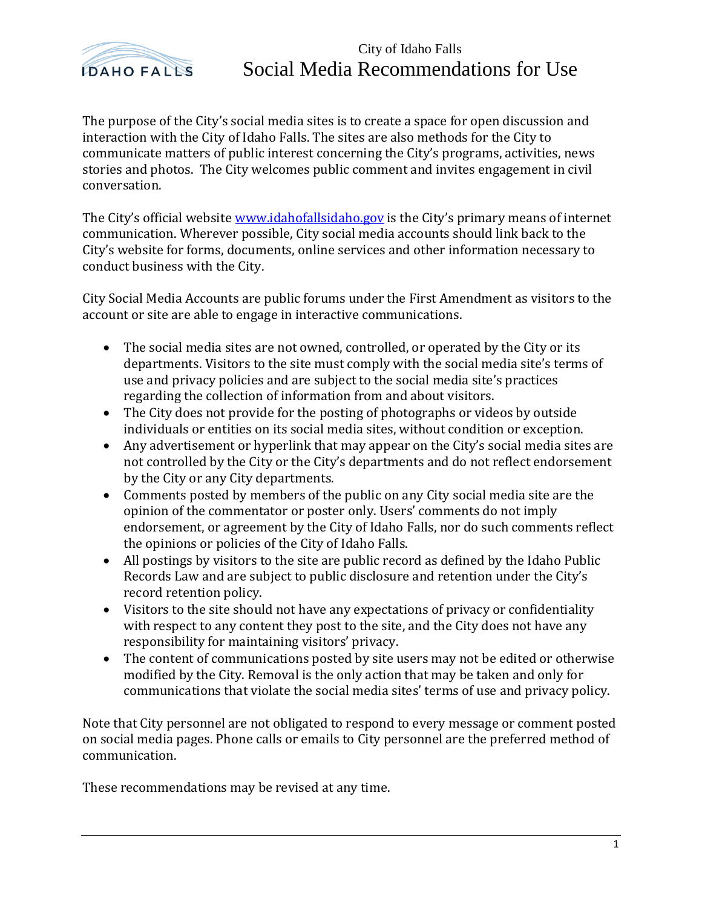City of Idaho Falls

# Social Media Recommendations for Use

The purpose of the City's social media sites is to create a space for open discussion and interaction with the City of Idaho Falls. The sites are also methods for the City to communicate matters of public interest concerning the City's programs, activities, news stories and photos. The City welcomes public comment and invites engagement in civil conversation.

The City's official website [www.idahofallsidaho.gov](http://www.idahofallsidaho.gov) is the City's primary means of internet communication. Wherever possible, City social media accounts should link back to the City's website for forms, documents, online services and other information necessary to conduct business with the City.

City Social Media Accounts are public forums under the First Amendment as visitors to the account or site are able to engage in interactive communications.

- The social media sites are not owned, controlled, or operated by the City or its departments. Visitors to the site must comply with the social media site's terms of use and privacy policies and are subject to the social media site's practices regarding the collection of information from and about visitors.
- The City does not provide for the posting of photographs or videos by outside individuals or entities on its social media sites, without condition or exception.
- Any advertisement or hyperlink that may appear on the City's social media sites are not controlled by the City or the City's departments and do not reflect endorsement by the City or any City departments.
- Comments posted by members of the public on any City social media site are the opinion of the commentator or poster only. Users' comments do not imply endorsement, or agreement by the City of Idaho Falls, nor do such comments reflect the opinions or policies of the City of Idaho Falls.
- All postings by visitors to the site are public record as defined by the Idaho Public Records Law and are subject to public disclosure and retention under the City's record retention policy.
- Visitors to the site should not have any expectations of privacy or confidentiality with respect to any content they post to the site, and the City does not have any responsibility for maintaining visitors' privacy.
- The content of communications posted by site users may not be edited or otherwise modified by the City. Removal is the only action that may be taken and only for communications that violate the social media sites' terms of use and privacy policy.

Note that City personnel are not obligated to respond to every message or comment posted on social media pages. Phone calls or emails to City personnel are the preferred method of communication.

These recommendations may be revised at any time.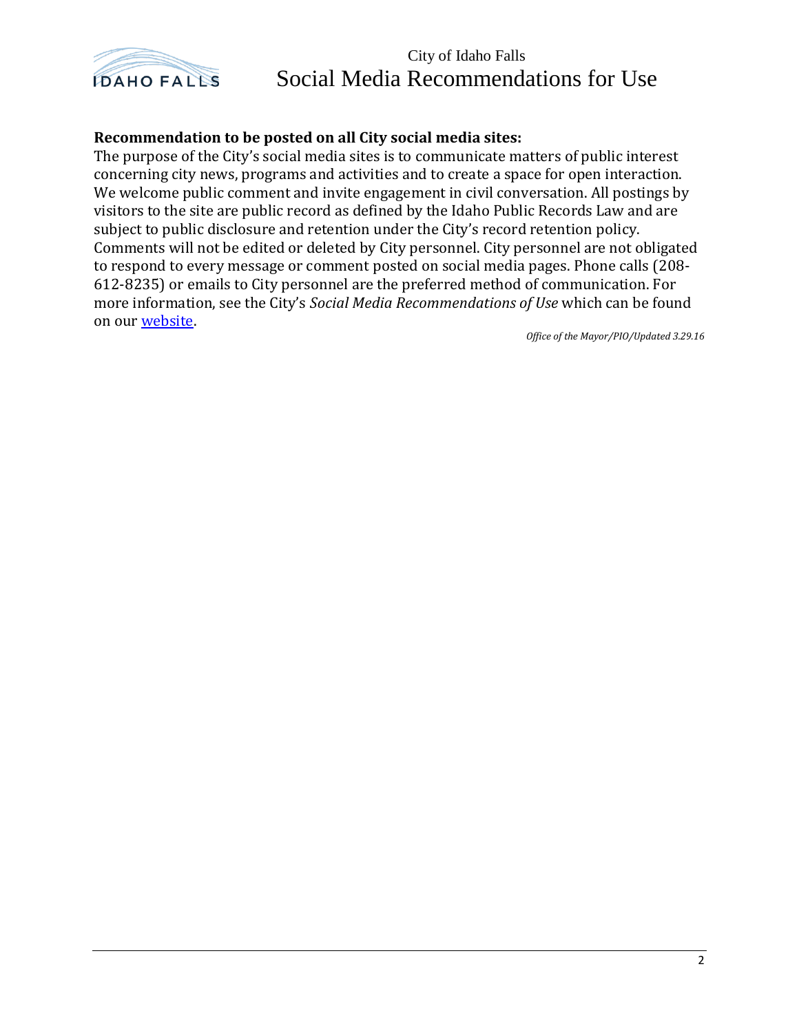**Recommendation to be posted on all City social media sites:**

The purpose of the City's social media sites is to communicate matters of public interest concerning city news, programs and activities and to create a space for open interaction. We welcome public comment and invite engagement in civil conversation. All postings by visitors to the site are public record as defined by the Idaho Public Records Law and are subject to public disclosure and retention under the City's record retention policy. Comments will not be edited or deleted by City personnel. City personnel are not obligated to respond to every message or comment posted on social media pages. Phone calls (208-612-8235) or emails to City personnel are the preferred method of communication. For more information, see the City's *Social Media Recommendations of Use* which can be found on our website.

*Office of the Mayor/PIO/Updated 3.29.16*